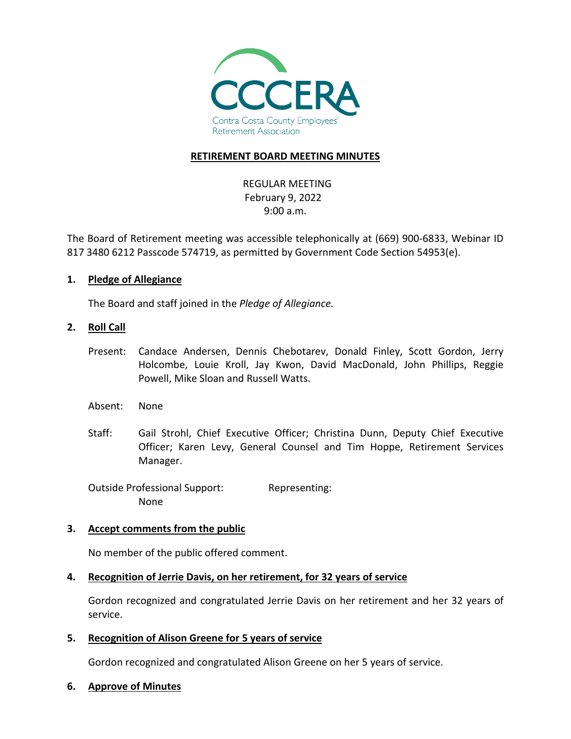CCCERA
Contra Costa County Employees' Retirement Association

# RETIREMENT BOARD MEETING MINUTES

REGULAR MEETING
February 9, 2022
9:00 a.m.

The Board of Retirement meeting was accessible telephonically at (669) 900-6833, Webinar ID 817 3480 6212 Passcode 574719, as permitted by Government Code Section 54953(e).

## 1. Pledge of Allegiance

The Board and staff joined in the *Pledge of Allegiance.*

## 2. Roll Call

Present: Candace Andersen, Dennis Chebotarev, Donald Finley, Scott Gordon, Jerry Holcombe, Louie Kroll, Jay Kwon, David MacDonald, John Phillips, Reggie Powell, Mike Sloan and Russell Watts.

Absent: None

Staff: Gail Strohl, Chief Executive Officer; Christina Dunn, Deputy Chief Executive Officer; Karen Levy, General Counsel and Tim Hoppe, Retirement Services Manager.

Outside Professional Support: Representing:
None

## 3. Accept comments from the public

No member of the public offered comment.

## 4. Recognition of Jerrie Davis, on her retirement, for 32 years of service

Gordon recognized and congratulated Jerrie Davis on her retirement and her 32 years of service.

## 5. Recognition of Alison Greene for 5 years of service

Gordon recognized and congratulated Alison Greene on her 5 years of service.

## 6. Approve of Minutes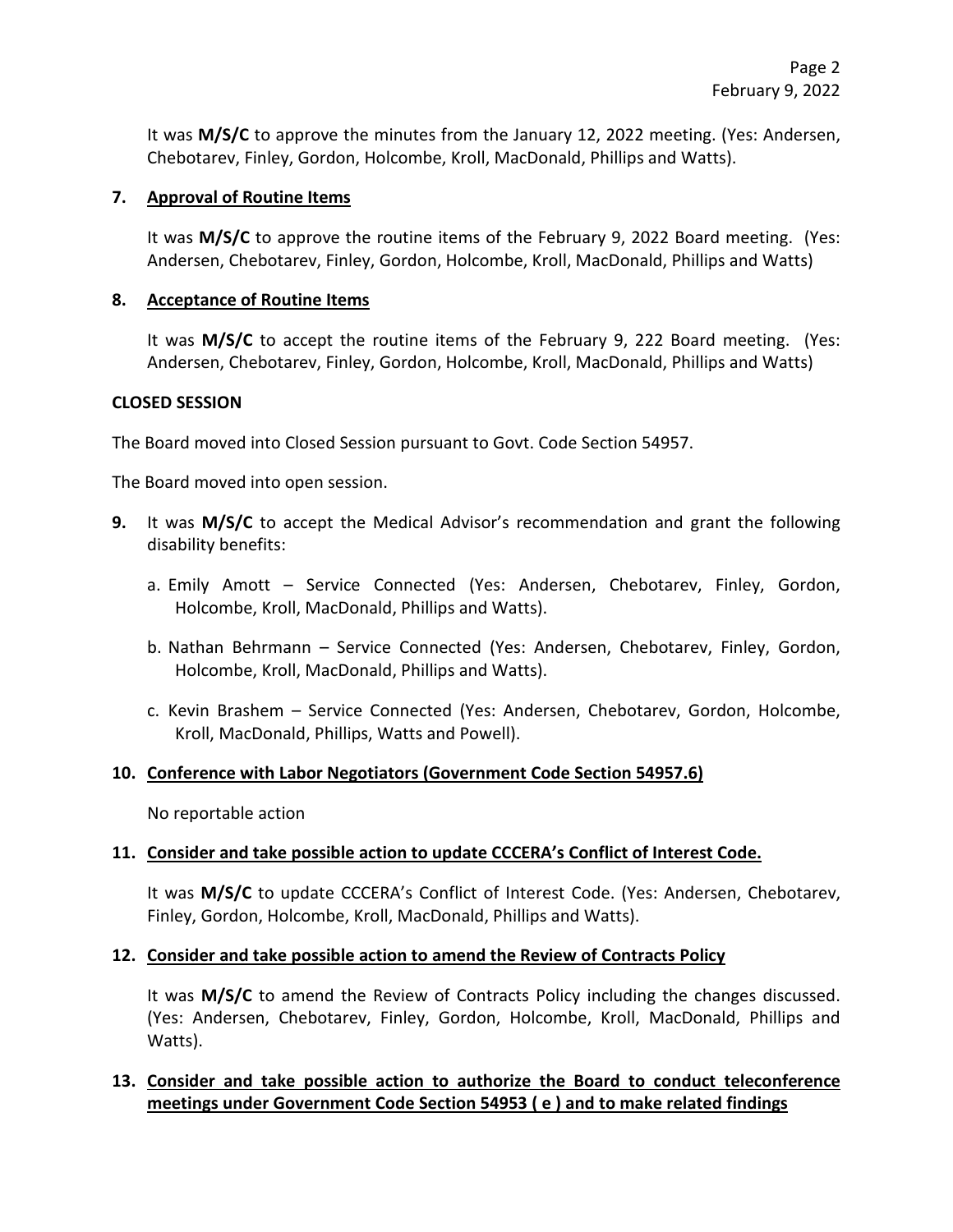It was **M/S/C** to approve the minutes from the January 12, 2022 meeting. (Yes: Andersen, Chebotarev, Finley, Gordon, Holcombe, Kroll, MacDonald, Phillips and Watts).

**7. Approval of Routine Items**

It was **M/S/C** to approve the routine items of the February 9, 2022 Board meeting. (Yes: Andersen, Chebotarev, Finley, Gordon, Holcombe, Kroll, MacDonald, Phillips and Watts)

**8. Acceptance of Routine Items**

It was **M/S/C** to accept the routine items of the February 9, 222 Board meeting. (Yes: Andersen, Chebotarev, Finley, Gordon, Holcombe, Kroll, MacDonald, Phillips and Watts)

**CLOSED SESSION**

The Board moved into Closed Session pursuant to Govt. Code Section 54957.

The Board moved into open session.

**9.** It was **M/S/C** to accept the Medical Advisor's recommendation and grant the following disability benefits:

a. Emily Amott – Service Connected (Yes: Andersen, Chebotarev, Finley, Gordon, Holcombe, Kroll, MacDonald, Phillips and Watts).

b. Nathan Behrmann – Service Connected (Yes: Andersen, Chebotarev, Finley, Gordon, Holcombe, Kroll, MacDonald, Phillips and Watts).

c. Kevin Brashem – Service Connected (Yes: Andersen, Chebotarev, Gordon, Holcombe, Kroll, MacDonald, Phillips, Watts and Powell).

**10. Conference with Labor Negotiators (Government Code Section 54957.6)**

No reportable action

**11. Consider and take possible action to update CCCERA's Conflict of Interest Code.**

It was **M/S/C** to update CCCERA's Conflict of Interest Code. (Yes: Andersen, Chebotarev, Finley, Gordon, Holcombe, Kroll, MacDonald, Phillips and Watts).

**12. Consider and take possible action to amend the Review of Contracts Policy**

It was **M/S/C** to amend the Review of Contracts Policy including the changes discussed. (Yes: Andersen, Chebotarev, Finley, Gordon, Holcombe, Kroll, MacDonald, Phillips and Watts).

**13. Consider and take possible action to authorize the Board to conduct teleconference meetings under Government Code Section 54953 ( e ) and to make related findings**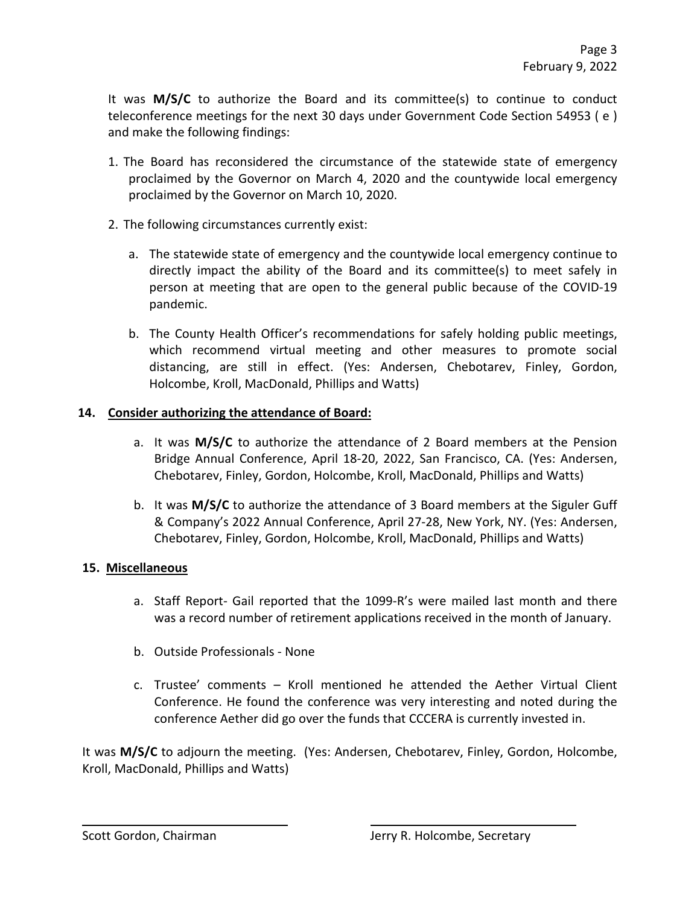It was **M/S/C** to authorize the Board and its committee(s) to continue to conduct teleconference meetings for the next 30 days under Government Code Section 54953 ( e ) and make the following findings:

1. The Board has reconsidered the circumstance of the statewide state of emergency proclaimed by the Governor on March 4, 2020 and the countywide local emergency proclaimed by the Governor on March 10, 2020.

2. The following circumstances currently exist:

   a. The statewide state of emergency and the countywide local emergency continue to directly impact the ability of the Board and its committee(s) to meet safely in person at meeting that are open to the general public because of the COVID-19 pandemic.

   b. The County Health Officer's recommendations for safely holding public meetings, which recommend virtual meeting and other measures to promote social distancing, are still in effect. (Yes: Andersen, Chebotarev, Finley, Gordon, Holcombe, Kroll, MacDonald, Phillips and Watts)

**14. Consider authorizing the attendance of Board:**

a. It was **M/S/C** to authorize the attendance of 2 Board members at the Pension Bridge Annual Conference, April 18-20, 2022, San Francisco, CA. (Yes: Andersen, Chebotarev, Finley, Gordon, Holcombe, Kroll, MacDonald, Phillips and Watts)

b. It was **M/S/C** to authorize the attendance of 3 Board members at the Siguler Guff & Company's 2022 Annual Conference, April 27-28, New York, NY. (Yes: Andersen, Chebotarev, Finley, Gordon, Holcombe, Kroll, MacDonald, Phillips and Watts)

**15. Miscellaneous**

a. Staff Report- Gail reported that the 1099-R's were mailed last month and there was a record number of retirement applications received in the month of January.

b. Outside Professionals - None

c. Trustee' comments – Kroll mentioned he attended the Aether Virtual Client Conference. He found the conference was very interesting and noted during the conference Aether did go over the funds that CCCERA is currently invested in.

It was **M/S/C** to adjourn the meeting. (Yes: Andersen, Chebotarev, Finley, Gordon, Holcombe, Kroll, MacDonald, Phillips and Watts)

Scott Gordon, Chairman

Jerry R. Holcombe, Secretary